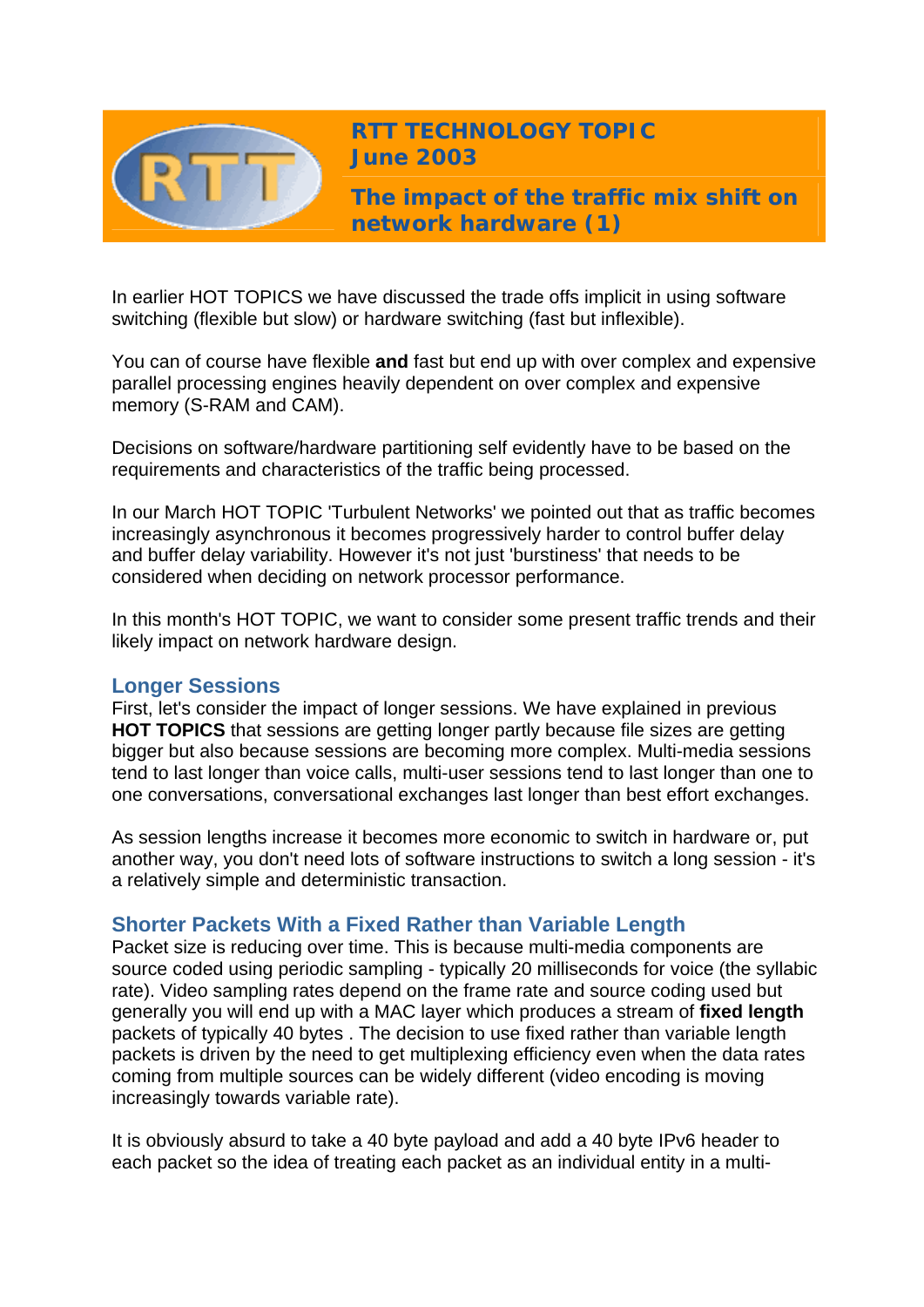# RTT TECHNOLOGY TOPIC
## June 2003

## The impact of the traffic mix shift on network hardware (1)

In earlier HOT TOPICS we have discussed the trade offs implicit in using software switching (flexible but slow) or hardware switching (fast but inflexible).

You can of course have flexible **and** fast but end up with over complex and expensive parallel processing engines heavily dependent on over complex and expensive memory (S-RAM and CAM).

Decisions on software/hardware partitioning self evidently have to be based on the requirements and characteristics of the traffic being processed.

In our March HOT TOPIC 'Turbulent Networks' we pointed out that as traffic becomes increasingly asynchronous it becomes progressively harder to control buffer delay and buffer delay variability. However it's not just 'burstiness' that needs to be considered when deciding on network processor performance.

In this month's HOT TOPIC, we want to consider some present traffic trends and their likely impact on network hardware design.

### Longer Sessions

First, let's consider the impact of longer sessions. We have explained in previous **HOT TOPICS** that sessions are getting longer partly because file sizes are getting bigger but also because sessions are becoming more complex. Multi-media sessions tend to last longer than voice calls, multi-user sessions tend to last longer than one to one conversations, conversational exchanges last longer than best effort exchanges.

As session lengths increase it becomes more economic to switch in hardware or, put another way, you don't need lots of software instructions to switch a long session - it's a relatively simple and deterministic transaction.

### Shorter Packets With a Fixed Rather than Variable Length

Packet size is reducing over time. This is because multi-media components are source coded using periodic sampling - typically 20 milliseconds for voice (the syllabic rate). Video sampling rates depend on the frame rate and source coding used but generally you will end up with a MAC layer which produces a stream of **fixed length** packets of typically 40 bytes . The decision to use fixed rather than variable length packets is driven by the need to get multiplexing efficiency even when the data rates coming from multiple sources can be widely different (video encoding is moving increasingly towards variable rate).

It is obviously absurd to take a 40 byte payload and add a 40 byte IPv6 header to each packet so the idea of treating each packet as an individual entity in a multi-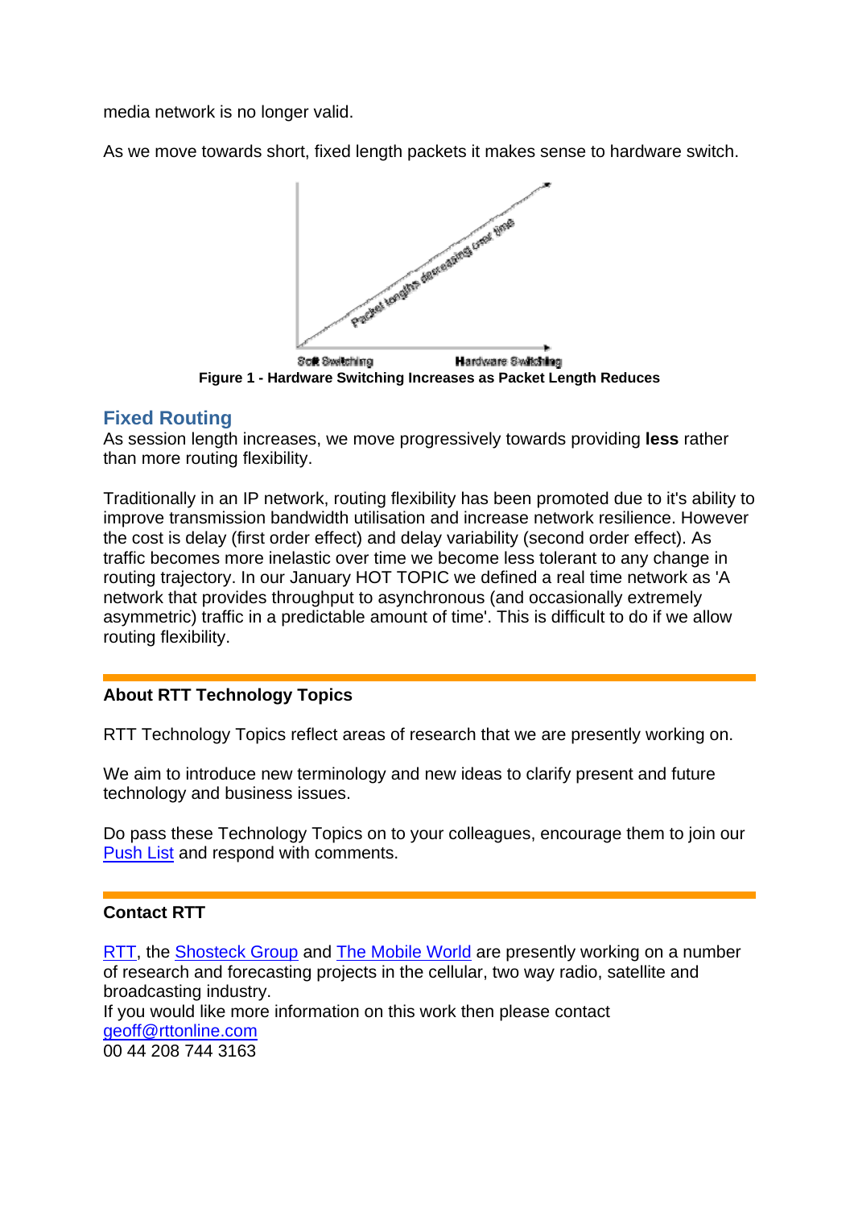media network is no longer valid.

As we move towards short, fixed length packets it makes sense to hardware switch.

Packet lengths decreasing over time

Soft Switching

Hardware Switching

**Figure 1 - Hardware Switching Increases as Packet Length Reduces**

## Fixed Routing

As session length increases, we move progressively towards providing **less** rather than more routing flexibility.

Traditionally in an IP network, routing flexibility has been promoted due to it's ability to improve transmission bandwidth utilisation and increase network resilience. However the cost is delay (first order effect) and delay variability (second order effect). As traffic becomes more inelastic over time we become less tolerant to any change in routing trajectory. In our January HOT TOPIC we defined a real time network as 'A network that provides throughput to asynchronous (and occasionally extremely asymmetric) traffic in a predictable amount of time'. This is difficult to do if we allow routing flexibility.

---

**About RTT Technology Topics**

RTT Technology Topics reflect areas of research that we are presently working on.

We aim to introduce new terminology and new ideas to clarify present and future technology and business issues.

Do pass these Technology Topics on to your colleagues, encourage them to join our Push List and respond with comments.

---

**Contact RTT**

RTT, the Shosteck Group and The Mobile World are presently working on a number of research and forecasting projects in the cellular, two way radio, satellite and broadcasting industry.  
If you would like more information on this work then please contact  
geoff@rttonline.com  
00 44 208 744 3163